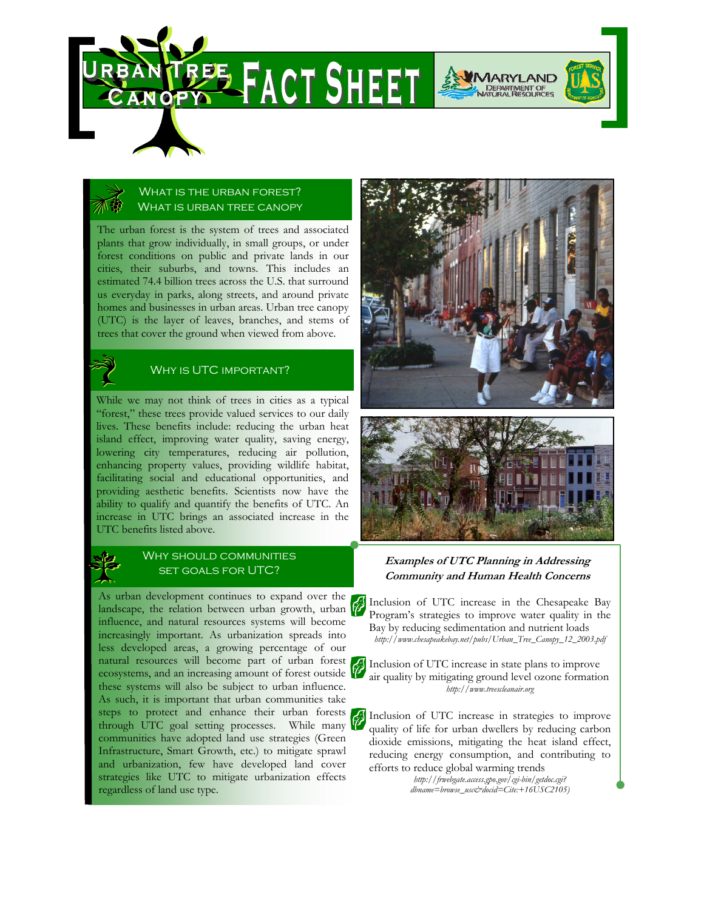# Urban Tree Canopy Fact Sheet

Maryland Department of Natural Resources

## What is the urban forest? What is urban tree canopy?

The urban forest is the system of trees and associated plants that grow individually, in small groups, or under forest conditions on public and private lands in our cities, their suburbs, and towns. This includes an estimated 74.4 billion trees across the U.S. that surround us everyday in parks, along streets, and around private homes and businesses in urban areas. Urban tree canopy (UTC) is the layer of leaves, branches, and stems of trees that cover the ground when viewed from above.

## Why is UTC important?

While we may not think of trees in cities as a typical "forest," these trees provide valued services to our daily lives. These benefits include: reducing the urban heat island effect, improving water quality, saving energy, lowering city temperatures, reducing air pollution, enhancing property values, providing wildlife habitat, facilitating social and educational opportunities, and providing aesthetic benefits. Scientists now have the ability to qualify and quantify the benefits of UTC. An increase in UTC brings an associated increase in the UTC benefits listed above.

## Why should communities set goals for UTC?

As urban development continues to expand over the landscape, the relation between urban growth, urban influence, and natural resources systems will become increasingly important. As urbanization spreads into less developed areas, a growing percentage of our natural resources will become part of urban forest ecosystems, and an increasing amount of forest outside these systems will also be subject to urban influence. As such, it is important that urban communities take steps to protect and enhance their urban forests through UTC goal setting processes. While many communities have adopted land use strategies (Green Infrastructure, Smart Growth, etc.) to mitigate sprawl and urbanization, few have developed land cover strategies like UTC to mitigate urbanization effects regardless of land use type.

### *Examples of UTC Planning in Addressing Community and Human Health Concerns*

- Inclusion of UTC increase in the Chesapeake Bay Program's strategies to improve water quality in the Bay by reducing sedimentation and nutrient loads  
  *http://www.chesapeakebay.net/pubs/Urban_Tree_Canopy_12_2003.pdf*

- Inclusion of UTC increase in state plans to improve air quality by mitigating ground level ozone formation  
  *http://www.treescleanair.org*

- Inclusion of UTC increase in strategies to improve quality of life for urban dwellers by reducing carbon dioxide emissions, mitigating the heat island effect, reducing energy consumption, and contributing to efforts to reduce global warming trends  
  *http://frwebgate.access.gpo.gov/cgi-bin/getdoc.cgi?dbname=browse_usc&docid=Cite:+16USC2105)*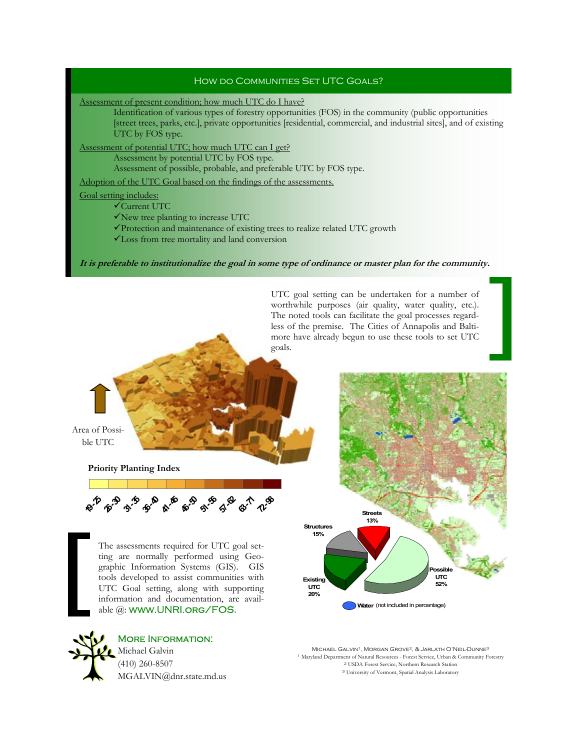## How do Communities Set UTC Goals?

Assessment of present condition; how much UTC do I have?

Identification of various types of forestry opportunities (FOS) in the community (public opportunities [street trees, parks, etc.], private opportunities [residential, commercial, and industrial sites], and of existing UTC by FOS type.

Assessment of potential UTC; how much UTC can I get?

Assessment by potential UTC by FOS type.

Assessment of possible, probable, and preferable UTC by FOS type.

Adoption of the UTC Goal based on the findings of the assessments.

Goal setting includes:

- ✓Current UTC
- ✓New tree planting to increase UTC
- ✓Protection and maintenance of existing trees to realize related UTC growth
- ✓Loss from tree mortality and land conversion

***It is preferable to institutionalize the goal in some type of ordinance or master plan for the community.***

UTC goal setting can be undertaken for a number of worthwhile purposes (air quality, water quality, etc.). The noted tools can facilitate the goal processes regardless of the premise. The Cities of Annapolis and Baltimore have already begun to use these tools to set UTC goals.

Area of Possible UTC

**Priority Planting Index**

19-25 26-30 31-35 36-40 41-45 46-50 51-56 57-62 63-71 72-98

Streets 13%

Structures 15%

Existing UTC 20%

Possible UTC 52%

Water (not included in percentage)

The assessments required for UTC goal setting are normally performed using Geographic Information Systems (GIS). GIS tools developed to assist communities with UTC Goal setting, along with supporting information and documentation, are available @: www.UNRI.org/FOS.

### More Information:

Michael Galvin
(410) 260-8507
MGALVIN@dnr.state.md.us

Michael Galvin[1], Morgan Grove[2], & Jarlath O'Neil-Dunne[3]

[1] Maryland Department of Natural Resources - Forest Service, Urban & Community Forestry
[2] USDA Forest Service, Northern Research Station
[3] University of Vermont, Spatial Analysis Laboratory